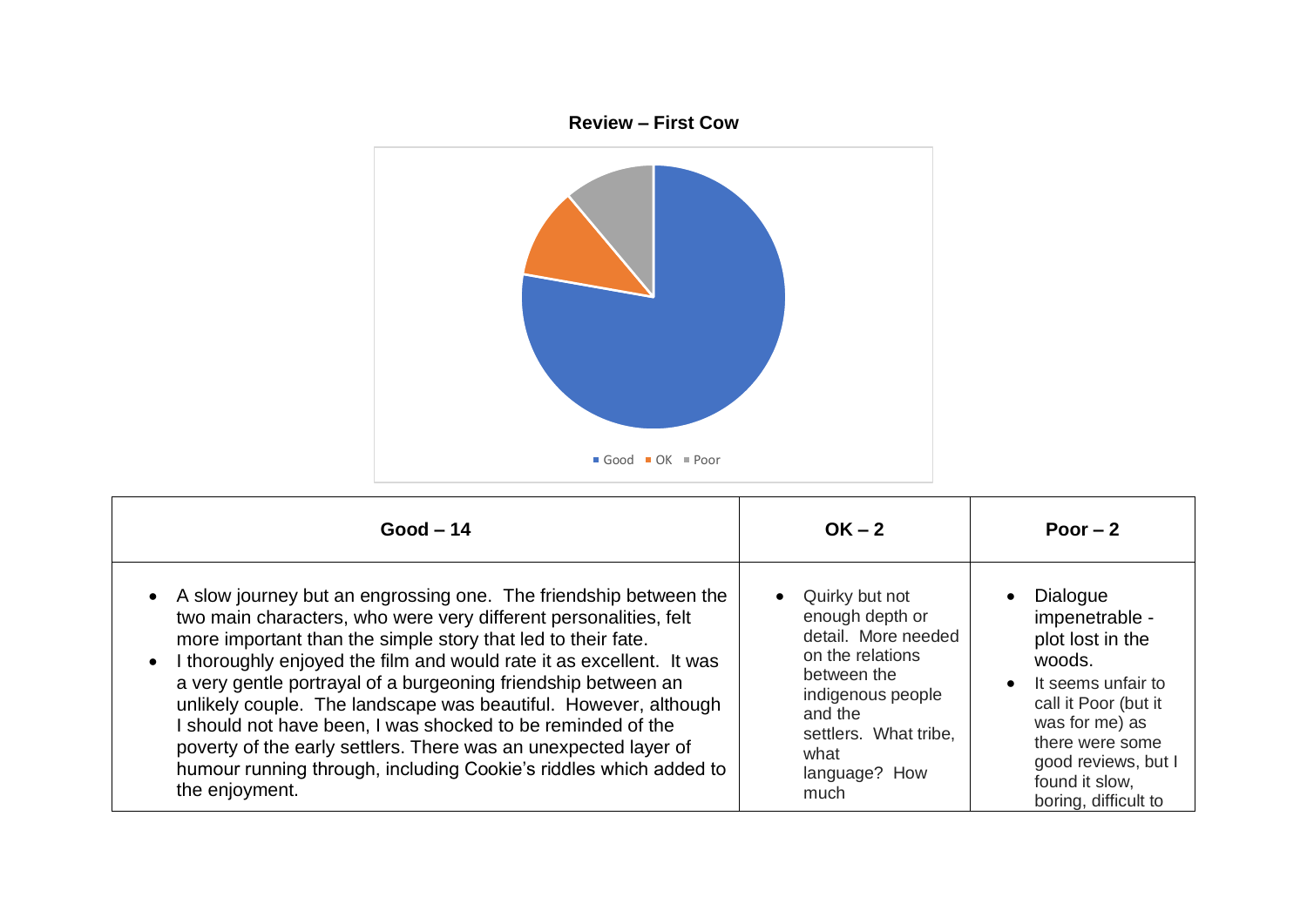**Review – First Cow**

Good ■ OK ■ Poor

| Good – 14 | OK – 2 | Poor – 2 |
|---|---|---|
| • A slow journey but an engrossing one. The friendship between the two main characters, who were very different personalities, felt more important than the simple story that led to their fate.<br>• I thoroughly enjoyed the film and would rate it as excellent. It was a very gentle portrayal of a burgeoning friendship between an unlikely couple. The landscape was beautiful. However, although I should not have been, I was shocked to be reminded of the poverty of the early settlers. There was an unexpected layer of humour running through, including Cookie's riddles which added to the enjoyment. | • Quirky but not enough depth or detail. More needed on the relations between the indigenous people and the settlers. What tribe, what language? How much | • Dialogue impenetrable - plot lost in the woods.<br>• It seems unfair to call it Poor (but it was for me) as there were some good reviews, but I found it slow, boring, difficult to |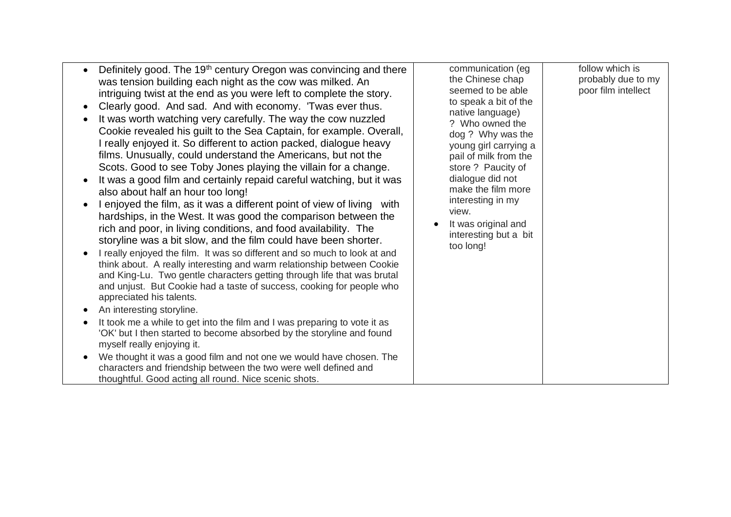| | | |
|---|---|---|
| • Definitely good. The 19th century Oregon was convincing and there was tension building each night as the cow was milked. An intriguing twist at the end as you were left to complete the story.<br>• Clearly good. And sad. And with economy. 'Twas ever thus.<br>• It was worth watching very carefully. The way the cow nuzzled Cookie revealed his guilt to the Sea Captain, for example. Overall, I really enjoyed it. So different to action packed, dialogue heavy films. Unusually, could understand the Americans, but not the Scots. Good to see Toby Jones playing the villain for a change.<br>• It was a good film and certainly repaid careful watching, but it was also about half an hour too long!<br>• I enjoyed the film, as it was a different point of view of living with hardships, in the West. It was good the comparison between the rich and poor, in living conditions, and food availability. The storyline was a bit slow, and the film could have been shorter.<br>• I really enjoyed the film. It was so different and so much to look at and think about. A really interesting and warm relationship between Cookie and King-Lu. Two gentle characters getting through life that was brutal and unjust. But Cookie had a taste of success, cooking for people who appreciated his talents.<br>• An interesting storyline.<br>• It took me a while to get into the film and I was preparing to vote it as 'OK' but I then started to become absorbed by the storyline and found myself really enjoying it.<br>• We thought it was a good film and not one we would have chosen. The characters and friendship between the two were well defined and thoughtful. Good acting all round. Nice scenic shots. | communication (eg the Chinese chap seemed to be able to speak a bit of the native language) ? Who owned the dog ? Why was the young girl carrying a pail of milk from the store ? Paucity of dialogue did not make the film more interesting in my view.<br>• It was original and interesting but a bit too long! | follow which is probably due to my poor film intellect |